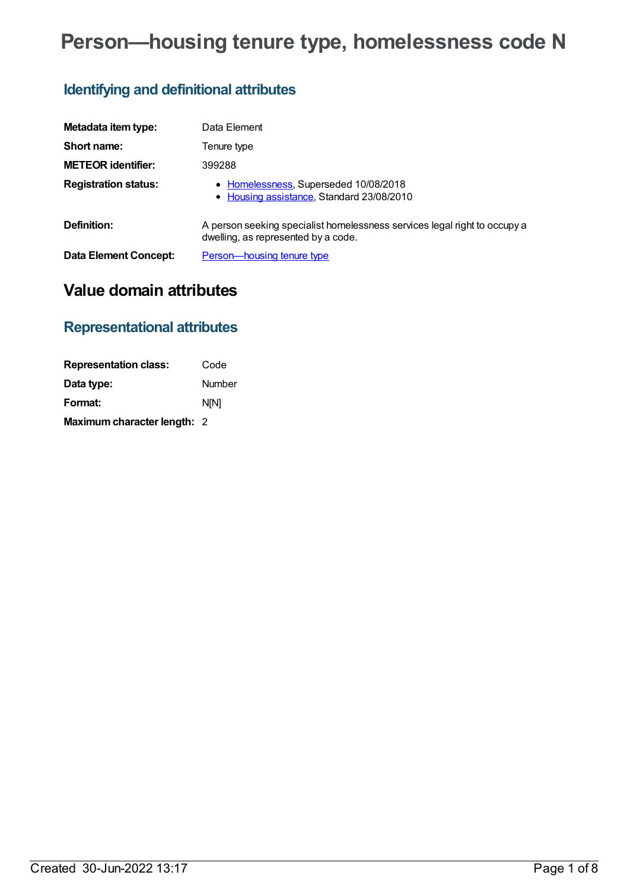# Person—housing tenure type, homelessness code N

## Identifying and definitional attributes

| | |
|---|---|
| **Metadata item type:** | Data Element |
| **Short name:** | Tenure type |
| **METEOR identifier:** | 399288 |
| **Registration status:** | • Homelessness, Superseded 10/08/2018<br>• Housing assistance, Standard 23/08/2010 |
| **Definition:** | A person seeking specialist homelessness services legal right to occupy a dwelling, as represented by a code. |
| **Data Element Concept:** | Person—housing tenure type |

# Value domain attributes

## Representational attributes

| | |
|---|---|
| **Representation class:** | Code |
| **Data type:** | Number |
| **Format:** | N[N] |
| **Maximum character length:** | 2 |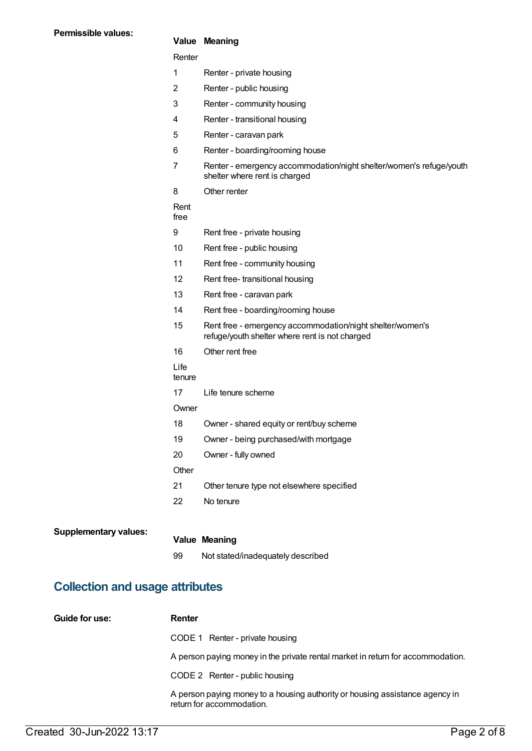**Permissible values:**

| Value | Meaning |
|---|---|
| Renter | |
| 1 | Renter - private housing |
| 2 | Renter - public housing |
| 3 | Renter - community housing |
| 4 | Renter - transitional housing |
| 5 | Renter - caravan park |
| 6 | Renter - boarding/rooming house |
| 7 | Renter - emergency accommodation/night shelter/women's refuge/youth shelter where rent is charged |
| 8 | Other renter |
| Rent free | |
| 9 | Rent free - private housing |
| 10 | Rent free - public housing |
| 11 | Rent free - community housing |
| 12 | Rent free- transitional housing |
| 13 | Rent free - caravan park |
| 14 | Rent free - boarding/rooming house |
| 15 | Rent free - emergency accommodation/night shelter/women's refuge/youth shelter where rent is not charged |
| 16 | Other rent free |
| Life tenure | |
| 17 | Life tenure scheme |
| Owner | |
| 18 | Owner - shared equity or rent/buy scheme |
| 19 | Owner - being purchased/with mortgage |
| 20 | Owner - fully owned |
| Other | |
| 21 | Other tenure type not elsewhere specified |
| 22 | No tenure |

**Supplementary values:**

| Value | Meaning |
|---|---|
| 99 | Not stated/inadequately described |

## Collection and usage attributes

**Guide for use:**

**Renter**

CODE 1 Renter - private housing

A person paying money in the private rental market in return for accommodation.

CODE 2 Renter - public housing

A person paying money to a housing authority or housing assistance agency in return for accommodation.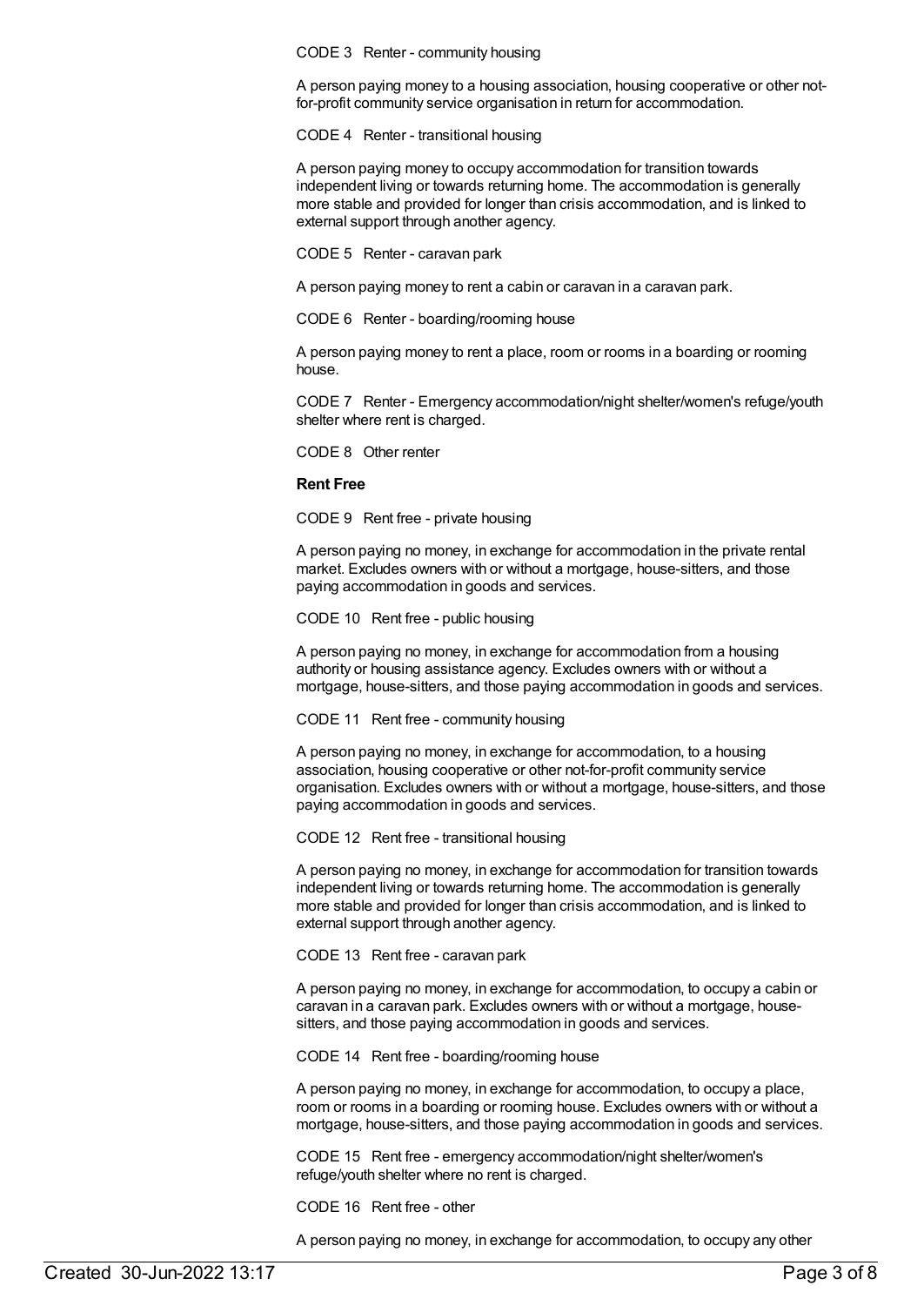CODE 3 Renter - community housing

A person paying money to a housing association, housing cooperative or other not-for-profit community service organisation in return for accommodation.

CODE 4 Renter - transitional housing

A person paying money to occupy accommodation for transition towards independent living or towards returning home. The accommodation is generally more stable and provided for longer than crisis accommodation, and is linked to external support through another agency.

CODE 5 Renter - caravan park

A person paying money to rent a cabin or caravan in a caravan park.

CODE 6 Renter - boarding/rooming house

A person paying money to rent a place, room or rooms in a boarding or rooming house.

CODE 7 Renter - Emergency accommodation/night shelter/women's refuge/youth shelter where rent is charged.

CODE 8 Other renter

**Rent Free**

CODE 9 Rent free - private housing

A person paying no money, in exchange for accommodation in the private rental market. Excludes owners with or without a mortgage, house-sitters, and those paying accommodation in goods and services.

CODE 10 Rent free - public housing

A person paying no money, in exchange for accommodation from a housing authority or housing assistance agency. Excludes owners with or without a mortgage, house-sitters, and those paying accommodation in goods and services.

CODE 11 Rent free - community housing

A person paying no money, in exchange for accommodation, to a housing association, housing cooperative or other not-for-profit community service organisation. Excludes owners with or without a mortgage, house-sitters, and those paying accommodation in goods and services.

CODE 12 Rent free - transitional housing

A person paying no money, in exchange for accommodation for transition towards independent living or towards returning home. The accommodation is generally more stable and provided for longer than crisis accommodation, and is linked to external support through another agency.

CODE 13 Rent free - caravan park

A person paying no money, in exchange for accommodation, to occupy a cabin or caravan in a caravan park. Excludes owners with or without a mortgage, house-sitters, and those paying accommodation in goods and services.

CODE 14 Rent free - boarding/rooming house

A person paying no money, in exchange for accommodation, to occupy a place, room or rooms in a boarding or rooming house. Excludes owners with or without a mortgage, house-sitters, and those paying accommodation in goods and services.

CODE 15 Rent free - emergency accommodation/night shelter/women's refuge/youth shelter where no rent is charged.

CODE 16 Rent free - other

A person paying no money, in exchange for accommodation, to occupy any other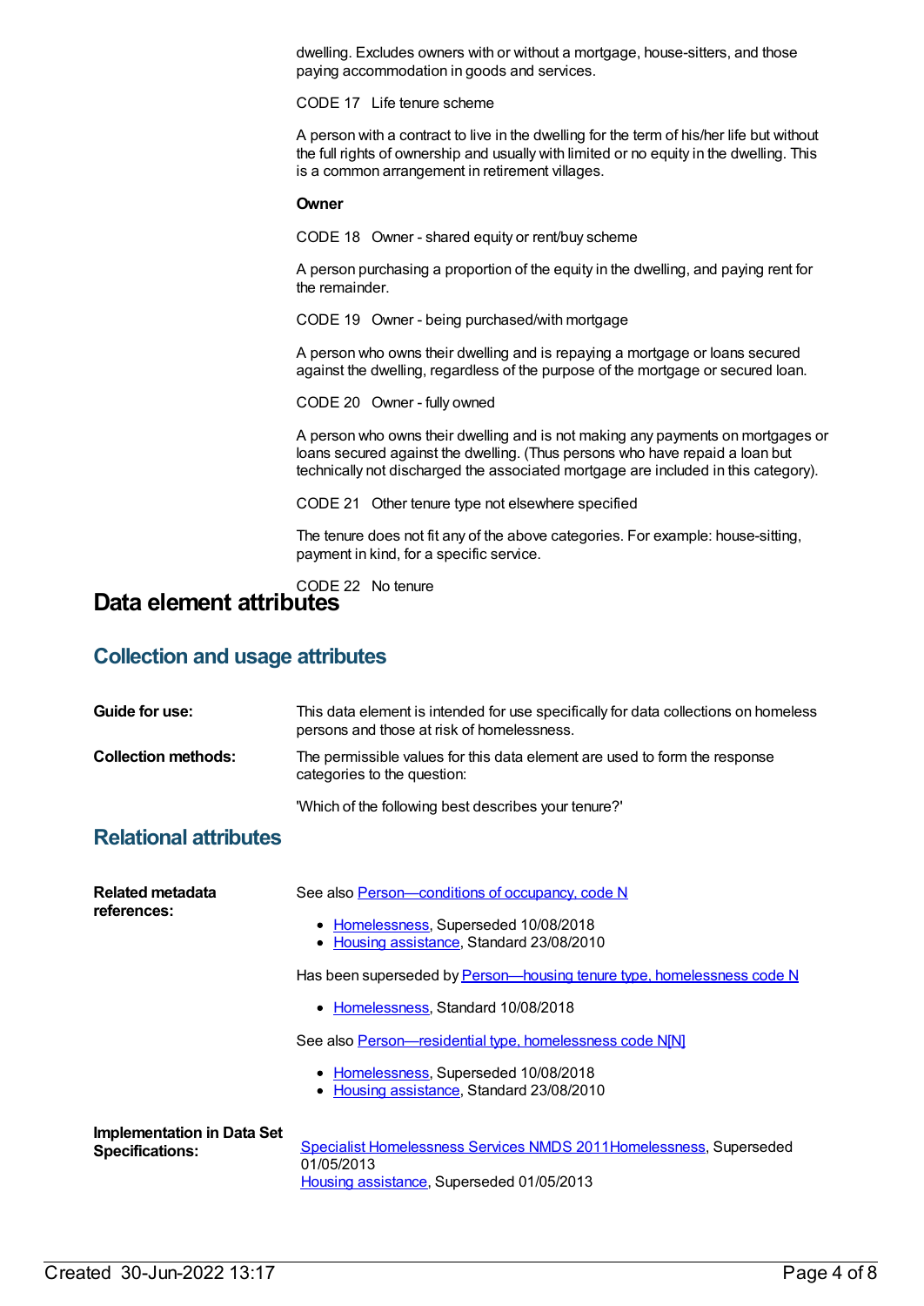dwelling. Excludes owners with or without a mortgage, house-sitters, and those paying accommodation in goods and services.

CODE 17 Life tenure scheme

A person with a contract to live in the dwelling for the term of his/her life but without the full rights of ownership and usually with limited or no equity in the dwelling. This is a common arrangement in retirement villages.

**Owner**

CODE 18 Owner - shared equity or rent/buy scheme

A person purchasing a proportion of the equity in the dwelling, and paying rent for the remainder.

CODE 19 Owner - being purchased/with mortgage

A person who owns their dwelling and is repaying a mortgage or loans secured against the dwelling, regardless of the purpose of the mortgage or secured loan.

CODE 20 Owner - fully owned

A person who owns their dwelling and is not making any payments on mortgages or loans secured against the dwelling. (Thus persons who have repaid a loan but technically not discharged the associated mortgage are included in this category).

CODE 21 Other tenure type not elsewhere specified

The tenure does not fit any of the above categories. For example: house-sitting, payment in kind, for a specific service.

CODE 22 No tenure

# Data element attributes

## Collection and usage attributes

**Guide for use:** This data element is intended for use specifically for data collections on homeless persons and those at risk of homelessness.

**Collection methods:** The permissible values for this data element are used to form the response categories to the question:

'Which of the following best describes your tenure?'

## Relational attributes

**Related metadata references:**

See also Person—conditions of occupancy, code N

- Homelessness, Superseded 10/08/2018
- Housing assistance, Standard 23/08/2010

Has been superseded by Person—housing tenure type, homelessness code N

- Homelessness, Standard 10/08/2018

See also Person—residential type, homelessness code N[N]

- Homelessness, Superseded 10/08/2018
- Housing assistance, Standard 23/08/2010

**Implementation in Data Set Specifications:**

Specialist Homelessness Services NMDS 2011Homelessness, Superseded 01/05/2013
Housing assistance, Superseded 01/05/2013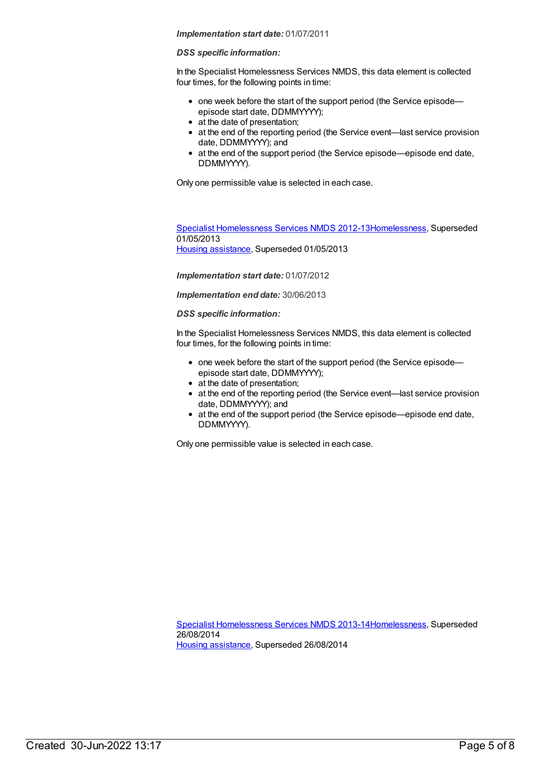***Implementation start date:*** 01/07/2011

***DSS specific information:***

In the Specialist Homelessness Services NMDS, this data element is collected four times, for the following points in time:

- one week before the start of the support period (the Service episode—episode start date, DDMMYYYY);
- at the date of presentation;
- at the end of the reporting period (the Service event—last service provision date, DDMMYYYY); and
- at the end of the support period (the Service episode—episode end date, DDMMYYYY).

Only one permissible value is selected in each case.

[Specialist Homelessness Services NMDS 2012-13Homelessness](), Superseded 01/05/2013
[Housing assistance](), Superseded 01/05/2013

***Implementation start date:*** 01/07/2012

***Implementation end date:*** 30/06/2013

***DSS specific information:***

In the Specialist Homelessness Services NMDS, this data element is collected four times, for the following points in time:

- one week before the start of the support period (the Service episode—episode start date, DDMMYYYY);
- at the date of presentation;
- at the end of the reporting period (the Service event—last service provision date, DDMMYYYY); and
- at the end of the support period (the Service episode—episode end date, DDMMYYYY).

Only one permissible value is selected in each case.

[Specialist Homelessness Services NMDS 2013-14Homelessness](), Superseded 26/08/2014
[Housing assistance](), Superseded 26/08/2014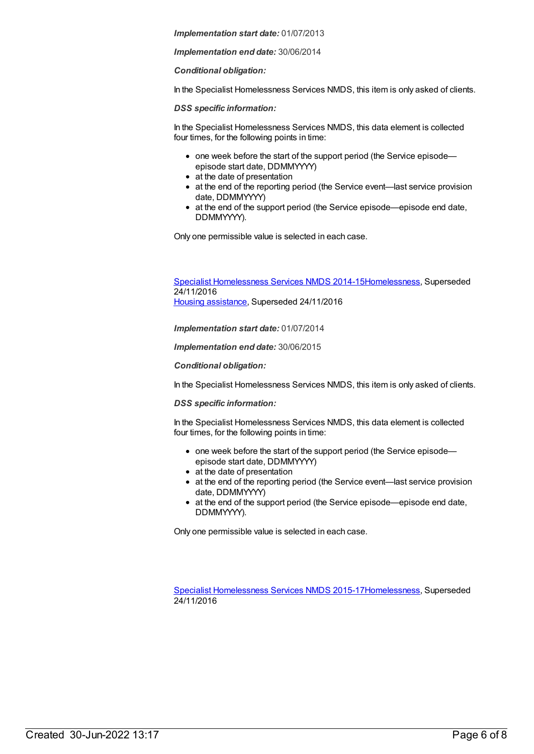***Implementation start date:*** 01/07/2013

***Implementation end date:*** 30/06/2014

***Conditional obligation:***

In the Specialist Homelessness Services NMDS, this item is only asked of clients.

***DSS specific information:***

In the Specialist Homelessness Services NMDS, this data element is collected four times, for the following points in time:

- one week before the start of the support period (the Service episode—episode start date, DDMMYYYY)
- at the date of presentation
- at the end of the reporting period (the Service event—last service provision date, DDMMYYYY)
- at the end of the support period (the Service episode—episode end date, DDMMYYYY).

Only one permissible value is selected in each case.

Specialist Homelessness Services NMDS 2014-15Homelessness, Superseded 24/11/2016
Housing assistance, Superseded 24/11/2016

***Implementation start date:*** 01/07/2014

***Implementation end date:*** 30/06/2015

***Conditional obligation:***

In the Specialist Homelessness Services NMDS, this item is only asked of clients.

***DSS specific information:***

In the Specialist Homelessness Services NMDS, this data element is collected four times, for the following points in time:

- one week before the start of the support period (the Service episode—episode start date, DDMMYYYY)
- at the date of presentation
- at the end of the reporting period (the Service event—last service provision date, DDMMYYYY)
- at the end of the support period (the Service episode—episode end date, DDMMYYYY).

Only one permissible value is selected in each case.

Specialist Homelessness Services NMDS 2015-17Homelessness, Superseded 24/11/2016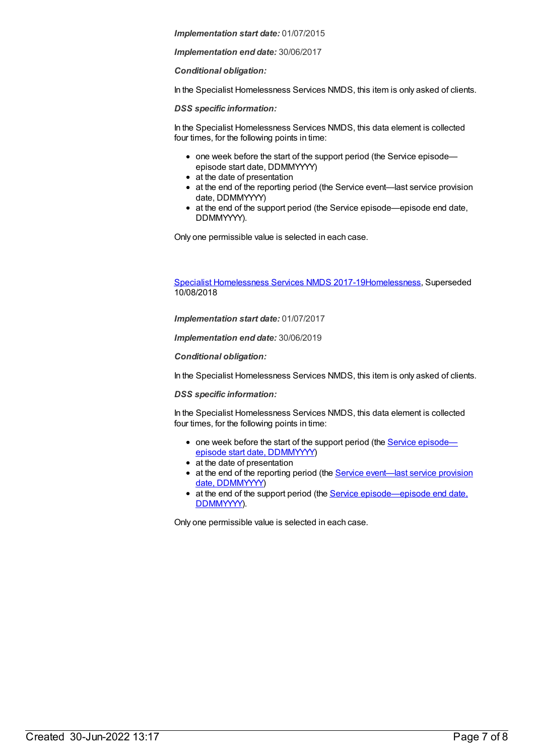***Implementation start date:*** 01/07/2015

***Implementation end date:*** 30/06/2017

***Conditional obligation:***

In the Specialist Homelessness Services NMDS, this item is only asked of clients.

***DSS specific information:***

In the Specialist Homelessness Services NMDS, this data element is collected four times, for the following points in time:

- one week before the start of the support period (the Service episode—episode start date, DDMMYYYY)
- at the date of presentation
- at the end of the reporting period (the Service event—last service provision date, DDMMYYYY)
- at the end of the support period (the Service episode—episode end date, DDMMYYYY).

Only one permissible value is selected in each case.

Specialist Homelessness Services NMDS 2017-19Homelessness, Superseded 10/08/2018

***Implementation start date:*** 01/07/2017

***Implementation end date:*** 30/06/2019

***Conditional obligation:***

In the Specialist Homelessness Services NMDS, this item is only asked of clients.

***DSS specific information:***

In the Specialist Homelessness Services NMDS, this data element is collected four times, for the following points in time:

- one week before the start of the support period (the Service episode—episode start date, DDMMYYYY)
- at the date of presentation
- at the end of the reporting period (the Service event—last service provision date, DDMMYYYY)
- at the end of the support period (the Service episode—episode end date, DDMMYYYY).

Only one permissible value is selected in each case.